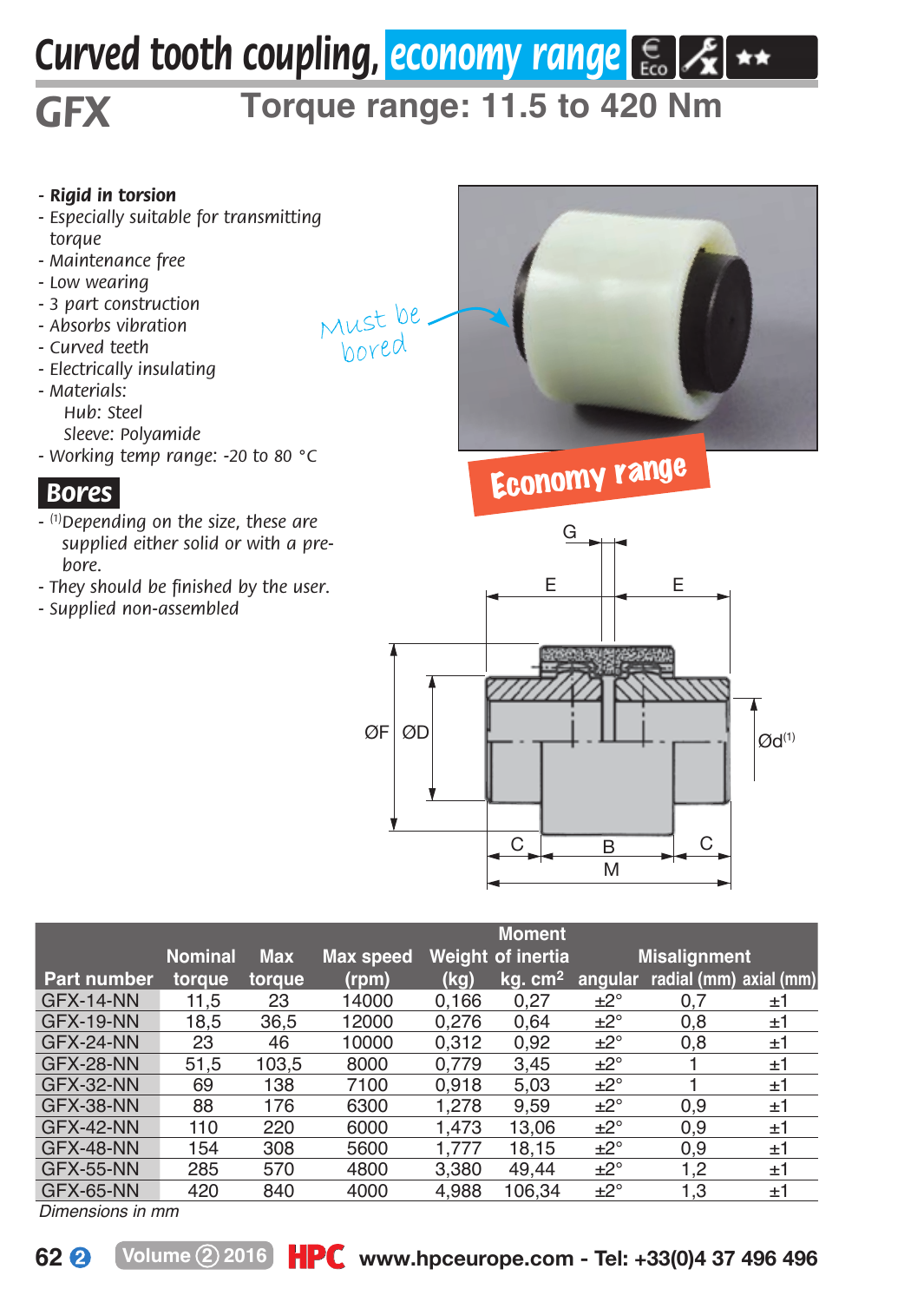# Curved tooth coupling, economy range

## GFX

## Torque range: 11.5 to 420 Nm

- **Rigid in torsion**
- Especially suitable for transmitting torque
- Maintenance free
- Low wearing
- 3 part construction
- Absorbs vibration
- Curved teeth
- Electrically insulating
- Materials:
  Hub: Steel
  Sleeve: Polyamide
- Working temp range: -20 to 80 °C

Must be bored

Economy range

### Bores

- [(1)]Depending on the size, these are supplied either solid or with a pre-bore.
- They should be finished by the user.
- Supplied non-assembled

| Part number | Nominal torque | Max torque | Max speed (rpm) | Weight (kg) | Moment of inertia kg. cm² | Misalignment angular | radial (mm) | axial (mm) |
|---|---|---|---|---|---|---|---|---|
| GFX-14-NN | 11,5 | 23 | 14000 | 0,166 | 0,27 | ±2° | 0,7 | ±1 |
| GFX-19-NN | 18,5 | 36,5 | 12000 | 0,276 | 0,64 | ±2° | 0,8 | ±1 |
| GFX-24-NN | 23 | 46 | 10000 | 0,312 | 0,92 | ±2° | 0,8 | ±1 |
| GFX-28-NN | 51,5 | 103,5 | 8000 | 0,779 | 3,45 | ±2° | 1 | ±1 |
| GFX-32-NN | 69 | 138 | 7100 | 0,918 | 5,03 | ±2° | 1 | ±1 |
| GFX-38-NN | 88 | 176 | 6300 | 1,278 | 9,59 | ±2° | 0,9 | ±1 |
| GFX-42-NN | 110 | 220 | 6000 | 1,473 | 13,06 | ±2° | 0,9 | ±1 |
| GFX-48-NN | 154 | 308 | 5600 | 1,777 | 18,15 | ±2° | 0,9 | ±1 |
| GFX-55-NN | 285 | 570 | 4800 | 3,380 | 49,44 | ±2° | 1,2 | ±1 |
| GFX-65-NN | 420 | 840 | 4000 | 4,988 | 106,34 | ±2° | 1,3 | ±1 |

*Dimensions in mm*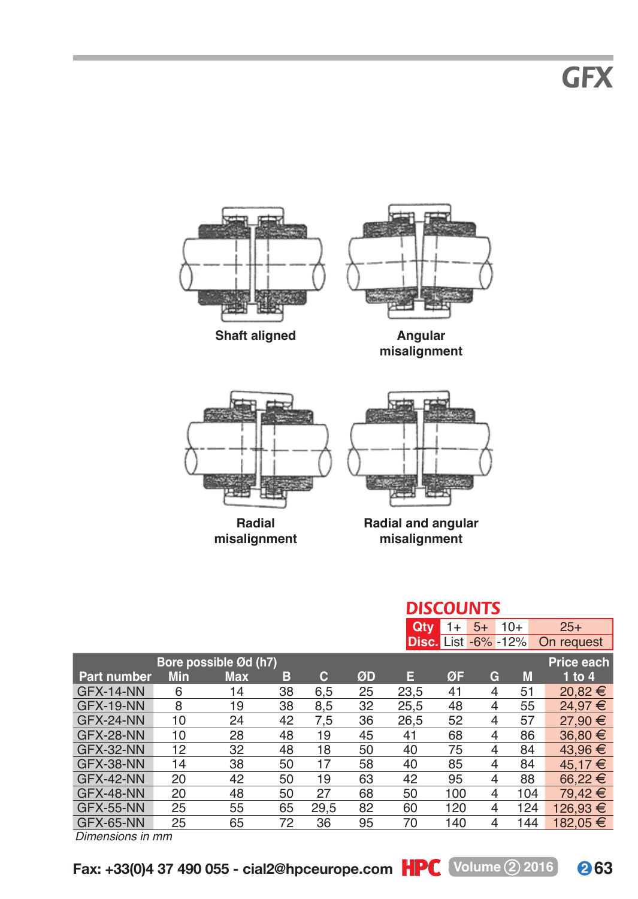# GFX

Shaft aligned

Angular misalignment

Radial misalignment

Radial and angular misalignment

## DISCOUNTS

| Qty | 1+ | 5+ | 10+ | 25+ |
|---|---|---|---|---|
| Disc. | List | -6% | -12% | On request |

| Part number | Bore possible Ød (h7) Min | Max | B | C | ØD | E | ØF | G | M | Price each 1 to 4 |
|---|---|---|---|---|---|---|---|---|---|---|
| GFX-14-NN | 6 | 14 | 38 | 6,5 | 25 | 23,5 | 41 | 4 | 51 | 20,82 € |
| GFX-19-NN | 8 | 19 | 38 | 8,5 | 32 | 25,5 | 48 | 4 | 55 | 24,97 € |
| GFX-24-NN | 10 | 24 | 42 | 7,5 | 36 | 26,5 | 52 | 4 | 57 | 27,90 € |
| GFX-28-NN | 10 | 28 | 48 | 19 | 45 | 41 | 68 | 4 | 86 | 36,80 € |
| GFX-32-NN | 12 | 32 | 48 | 18 | 50 | 40 | 75 | 4 | 84 | 43,96 € |
| GFX-38-NN | 14 | 38 | 50 | 17 | 58 | 40 | 85 | 4 | 84 | 45,17 € |
| GFX-42-NN | 20 | 42 | 50 | 19 | 63 | 42 | 95 | 4 | 88 | 66,22 € |
| GFX-48-NN | 20 | 48 | 50 | 27 | 68 | 50 | 100 | 4 | 104 | 79,42 € |
| GFX-55-NN | 25 | 55 | 65 | 29,5 | 82 | 60 | 120 | 4 | 124 | 126,93 € |
| GFX-65-NN | 25 | 65 | 72 | 36 | 95 | 70 | 140 | 4 | 144 | 182,05 € |

*Dimensions in mm*

Fax: +33(0)4 37 490 055 - cial2@hpceurope.com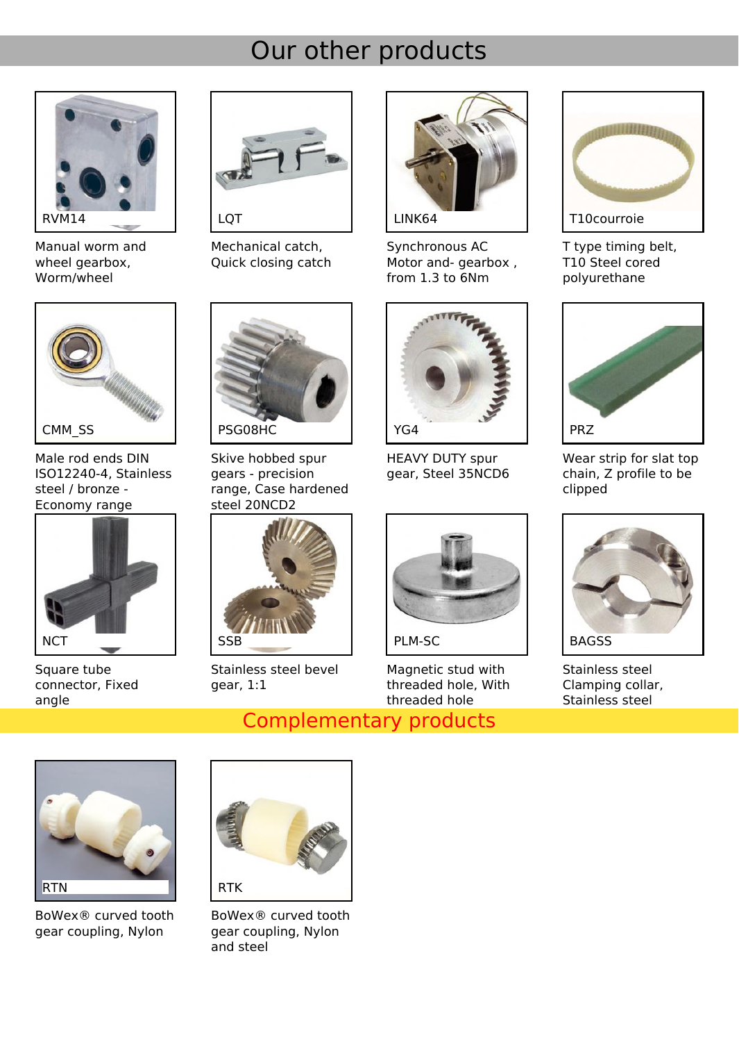# Our other products

RVM14

Manual worm and wheel gearbox, Worm/wheel

LQT

Mechanical catch, Quick closing catch

LINK64

Synchronous AC Motor and- gearbox , from 1.3 to 6Nm

T10courroie

T type timing belt, T10 Steel cored polyurethane

CMM_SS

Male rod ends DIN ISO12240-4, Stainless steel / bronze - Economy range

PSG08HC

Skive hobbed spur gears - precision range, Case hardened steel 20NCD2

YG4

HEAVY DUTY spur gear, Steel 35NCD6

PRZ

Wear strip for slat top chain, Z profile to be clipped

NCT

Square tube connector, Fixed angle

SSB

Stainless steel bevel gear, 1:1

PLM-SC

Magnetic stud with threaded hole, With threaded hole

BAGSS

Stainless steel Clamping collar, Stainless steel

# Complementary products

RTN

BoWex® curved tooth gear coupling, Nylon

RTK

BoWex® curved tooth gear coupling, Nylon and steel